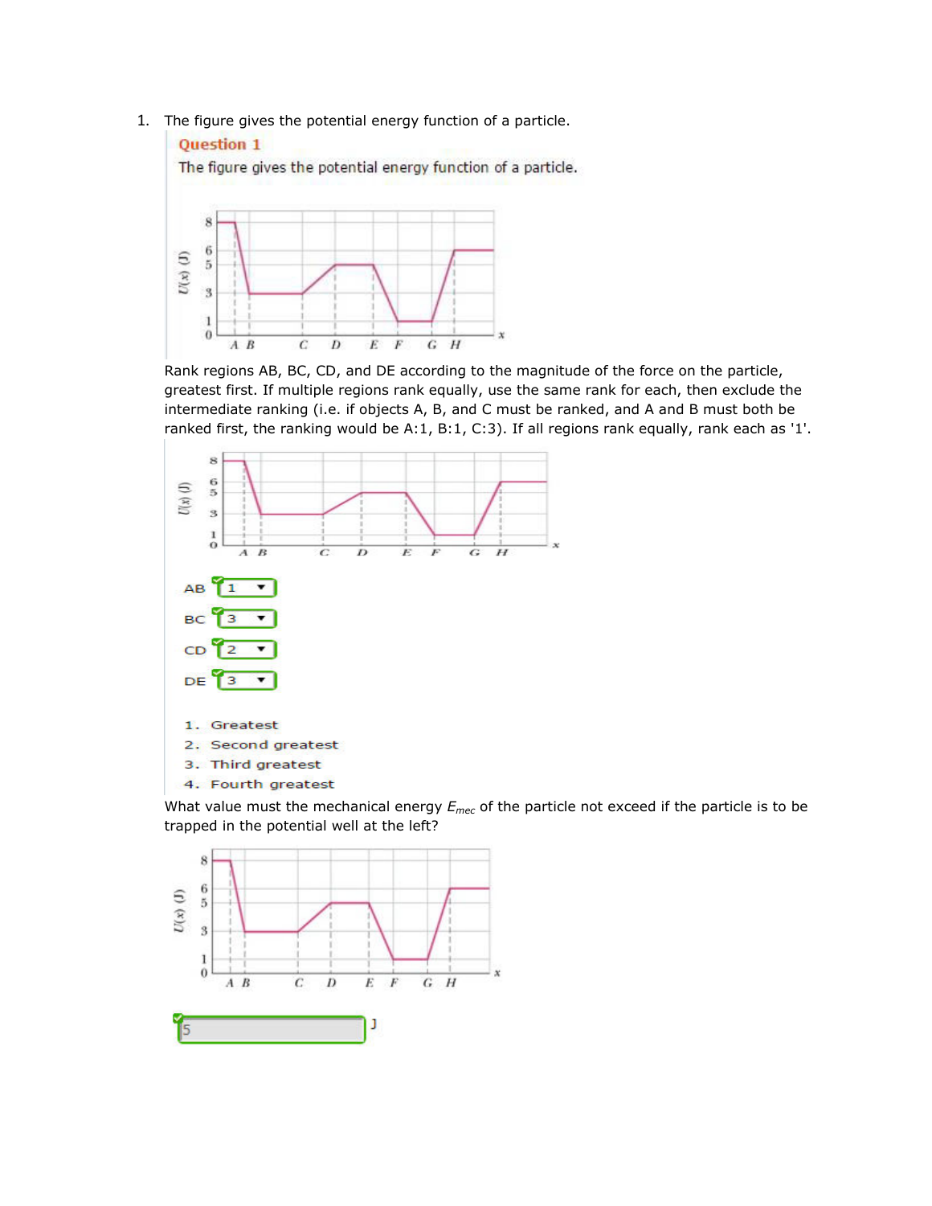1. The figure gives the potential energy function of a particle.

**Question 1**

The figure gives the potential energy function of a particle.

Rank regions AB, BC, CD, and DE according to the magnitude of the force on the particle, greatest first. If multiple regions rank equally, use the same rank for each, then exclude the intermediate ranking (i.e. if objects A, B, and C must be ranked, and A and B must both be ranked first, the ranking would be A:1, B:1, C:3). If all regions rank equally, rank each as '1'.

AB 1

BC 3

CD 2

DE 3

1. Greatest
2. Second greatest
3. Third greatest
4. Fourth greatest

What value must the mechanical energy $E_{mec}$ of the particle not exceed if the particle is to be trapped in the potential well at the left?

5 J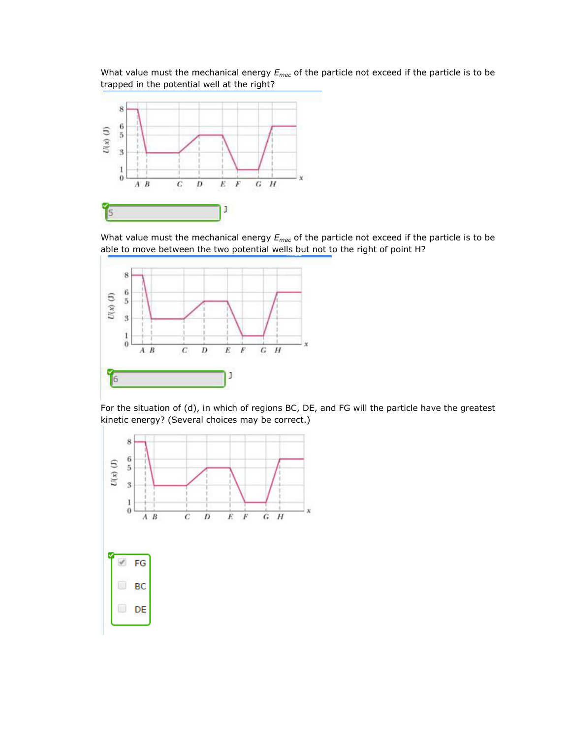What value must the mechanical energy $E_{mec}$ of the particle not exceed if the particle is to be trapped in the potential well at the right?

5 J

What value must the mechanical energy $E_{mec}$ of the particle not exceed if the particle is to be able to move between the two potential wells but not to the right of point H?

6 J

For the situation of (d), in which of regions BC, DE, and FG will the particle have the greatest kinetic energy? (Several choices may be correct.)

- [x] FG
- [ ] BC
- [ ] DE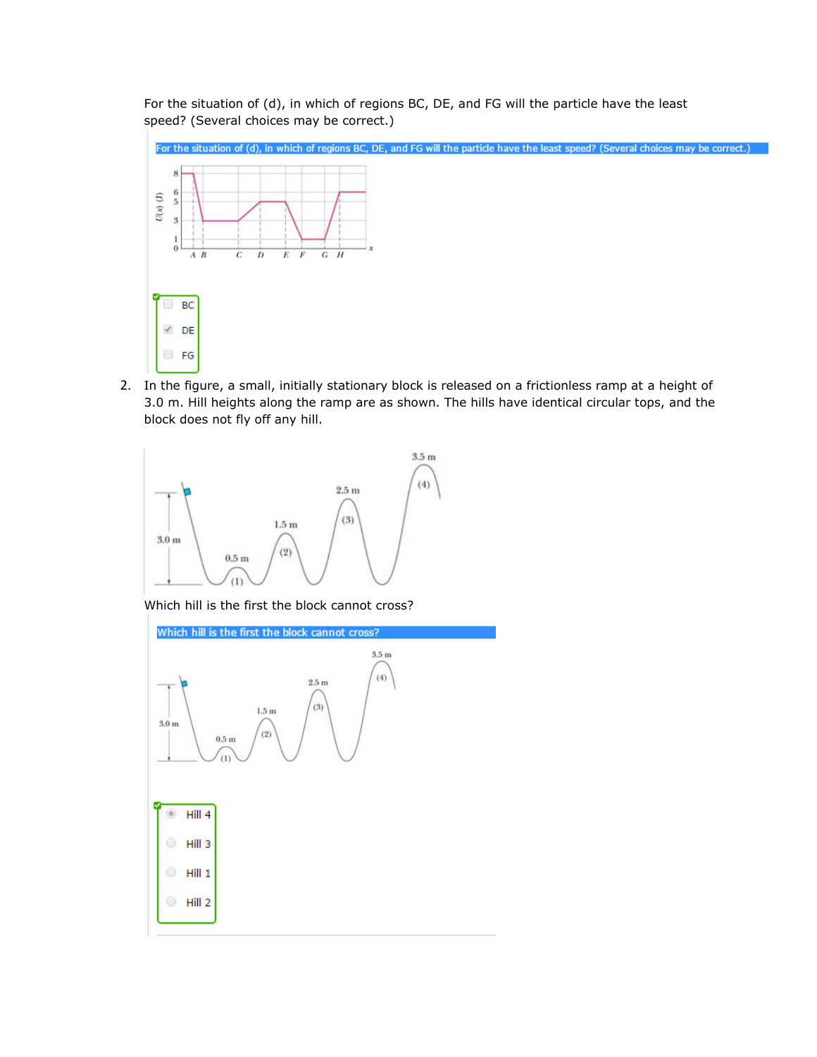For the situation of (d), in which of regions BC, DE, and FG will the particle have the least speed? (Several choices may be correct.)

For the situation of (d), in which of regions BC, DE, and FG will the particle have the least speed? (Several choices may be correct.)

- [ ] BC
- [x] DE
- [ ] FG

2. In the figure, a small, initially stationary block is released on a frictionless ramp at a height of 3.0 m. Hill heights along the ramp are as shown. The hills have identical circular tops, and the block does not fly off any hill.

Which hill is the first the block cannot cross?

Which hill is the first the block cannot cross?

- (•) Hill 4
- ( ) Hill 3
- ( ) Hill 1
- ( ) Hill 2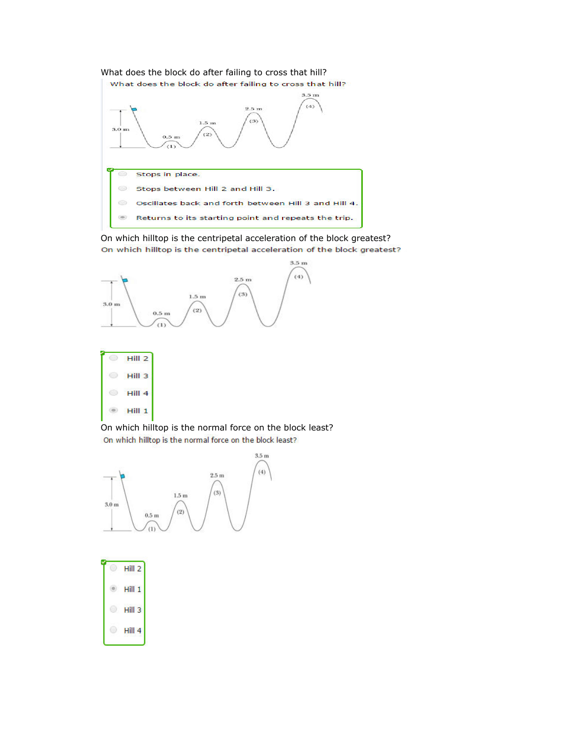What does the block do after failing to cross that hill?

What does the block do after failing to cross that hill?

3.5 m
(4)
2.5 m
(3)
1.5 m
(2)
3.0 m
0.5 m
(1)

- Stops in place.
- Stops between Hill 2 and Hill 3.
- Oscillates back and forth between Hill 3 and Hill 4.
- Returns to its starting point and repeats the trip.

On which hilltop is the centripetal acceleration of the block greatest?

On which hilltop is the centripetal acceleration of the block greatest?

3.5 m
(4)
2.5 m
(3)
1.5 m
(2)
3.0 m
0.5 m
(1)

- Hill 2
- Hill 3
- Hill 4
- Hill 1

On which hilltop is the normal force on the block least?

On which hilltop is the normal force on the block least?

3.5 m
(4)
2.5 m
(3)
1.5 m
(2)
3.0 m
0.5 m
(1)

- Hill 2
- Hill 1
- Hill 3
- Hill 4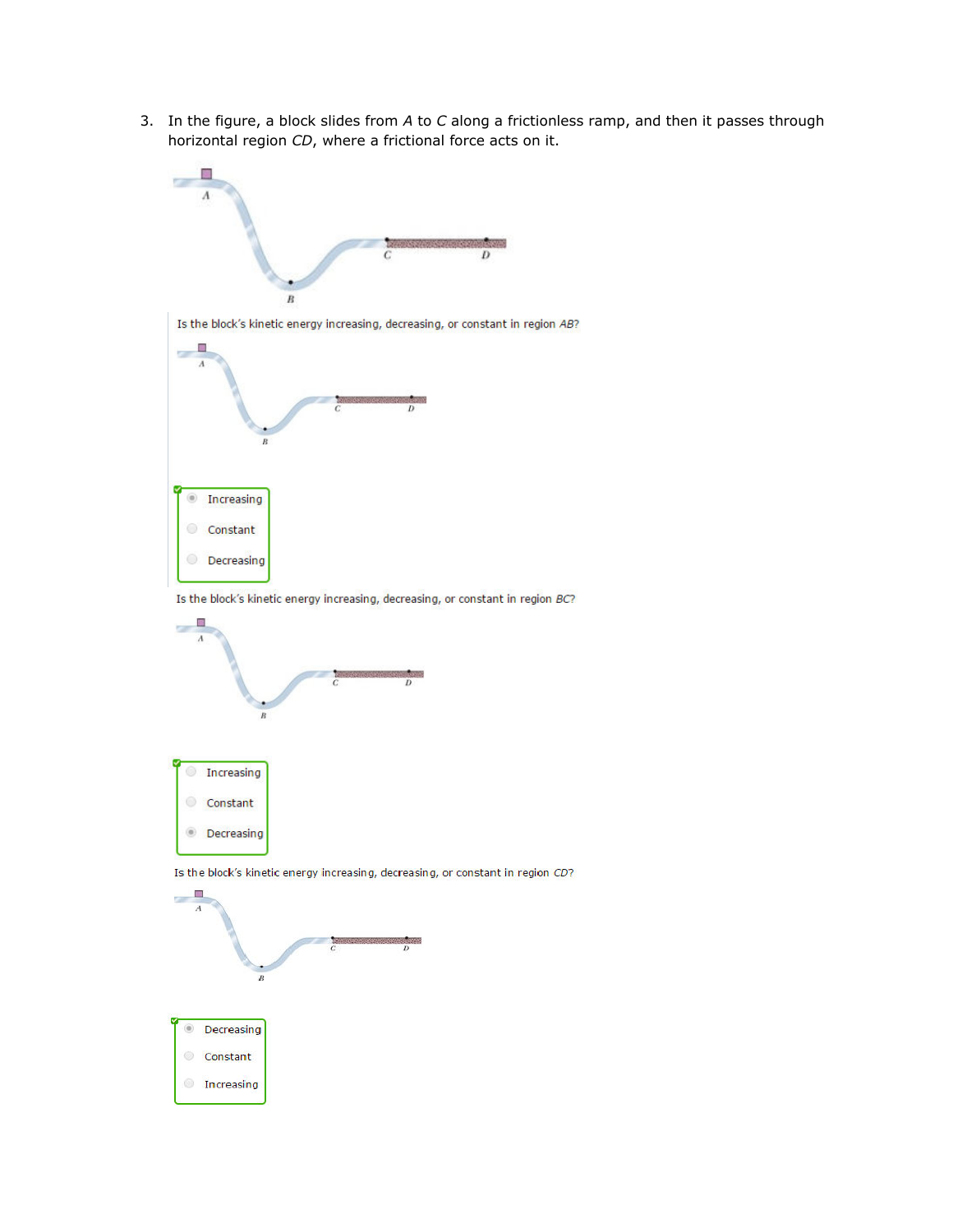3. In the figure, a block slides from *A* to *C* along a frictionless ramp, and then it passes through horizontal region *CD*, where a frictional force acts on it.

Is the block's kinetic energy increasing, decreasing, or constant in region *AB*?

- (●) Increasing
- ( ) Constant
- ( ) Decreasing

Is the block's kinetic energy increasing, decreasing, or constant in region *BC*?

- ( ) Increasing
- ( ) Constant
- (●) Decreasing

Is the block's kinetic energy increasing, decreasing, or constant in region *CD*?

- (●) Decreasing
- ( ) Constant
- ( ) Increasing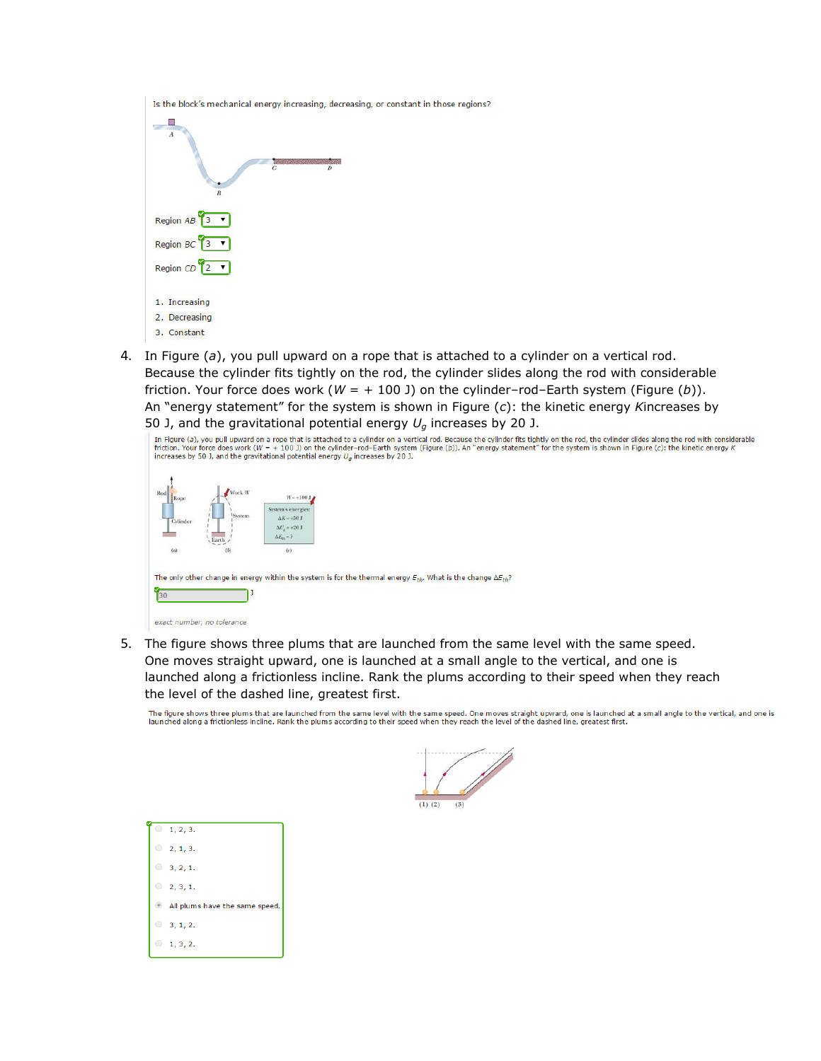Is the block's mechanical energy increasing, decreasing, or constant in those regions?

A

B

C D

Region $AB$ 3

Region $BC$ 3

Region $CD$ 2

1. Increasing
2. Decreasing
3. Constant

4. In Figure ($a$), you pull upward on a rope that is attached to a cylinder on a vertical rod. Because the cylinder fits tightly on the rod, the cylinder slides along the rod with considerable friction. Your force does work ($W$ = + 100 J) on the cylinder–rod–Earth system (Figure ($b$)). An "energy statement" for the system is shown in Figure ($c$): the kinetic energy $K$increases by 50 J, and the gravitational potential energy $U_g$ increases by 20 J.

In Figure (a), you pull upward on a rope that is attached to a cylinder on a vertical rod. Because the cylinder fits tightly on the rod, the cylinder slides along the rod with considerable friction. Your force does work ($W$ = + 100 J) on the cylinder–rod–Earth system (Figure (b)). An "energy statement" for the system is shown in Figure (c): the kinetic energy $K$ increases by 50 J, and the gravitational potential energy $U_g$ increases by 20 J.

Rod Rope Cylinder (a)

Work $W$ System Earth (b)

$W$ = +100 J
System's energies:
$\Delta K$ = +50 J
$\Delta U_g$ = +20 J
$\Delta E_{th}$ = ?
(c)

The only other change in energy within the system is for the thermal energy $E_{th}$. What is the change $\Delta E_{th}$?

30 J

exact number, no tolerance

5. The figure shows three plums that are launched from the same level with the same speed. One moves straight upward, one is launched at a small angle to the vertical, and one is launched along a frictionless incline. Rank the plums according to their speed when they reach the level of the dashed line, greatest first.

The figure shows three plums that are launched from the same level with the same speed. One moves straight upward, one is launched at a small angle to the vertical, and one is launched along a frictionless incline. Rank the plums according to their speed when they reach the level of the dashed line, greatest first.

(1) (2) (3)

- 1, 2, 3.
- 2, 1, 3.
- 3, 2, 1.
- 2, 3, 1.
- All plums have the same speed.
- 3, 1, 2.
- 1, 3, 2.